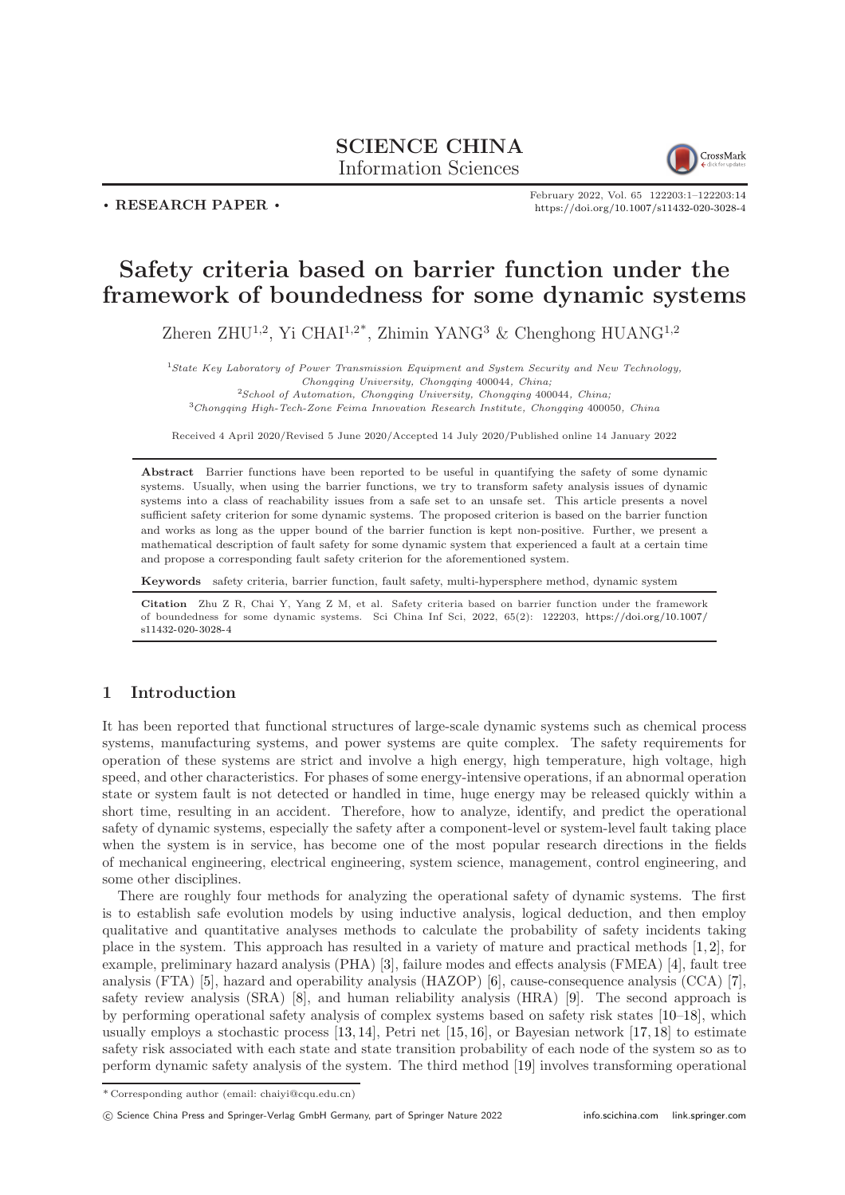SCIENCE CHINA
Information Sciences

• RESEARCH PAPER •

February 2022, Vol. 65 122203:1–122203:14
https://doi.org/10.1007/s11432-020-3028-4

# Safety criteria based on barrier function under the framework of boundedness for some dynamic systems

Zheren ZHU[1,2], Yi CHAI[1,2*], Zhimin YANG[3] & Chenghong HUANG[1,2]

[1]*State Key Laboratory of Power Transmission Equipment and System Security and New Technology, Chongqing University, Chongqing 400044, China;*
[2]*School of Automation, Chongqing University, Chongqing 400044, China;*
[3]*Chongqing High-Tech-Zone Feima Innovation Research Institute, Chongqing 400050, China*

Received 4 April 2020/Revised 5 June 2020/Accepted 14 July 2020/Published online 14 January 2022

**Abstract** Barrier functions have been reported to be useful in quantifying the safety of some dynamic systems. Usually, when using the barrier functions, we try to transform safety analysis issues of dynamic systems into a class of reachability issues from a safe set to an unsafe set. This article presents a novel sufficient safety criterion for some dynamic systems. The proposed criterion is based on the barrier function and works as long as the upper bound of the barrier function is kept non-positive. Further, we present a mathematical description of fault safety for some dynamic system that experienced a fault at a certain time and propose a corresponding fault safety criterion for the aforementioned system.

**Keywords** safety criteria, barrier function, fault safety, multi-hypersphere method, dynamic system

**Citation** Zhu Z R, Chai Y, Yang Z M, et al. Safety criteria based on barrier function under the framework of boundedness for some dynamic systems. Sci China Inf Sci, 2022, 65(2): 122203, https://doi.org/10.1007/s11432-020-3028-4

## 1 Introduction

It has been reported that functional structures of large-scale dynamic systems such as chemical process systems, manufacturing systems, and power systems are quite complex. The safety requirements for operation of these systems are strict and involve a high energy, high temperature, high voltage, high speed, and other characteristics. For phases of some energy-intensive operations, if an abnormal operation state or system fault is not detected or handled in time, huge energy may be released quickly within a short time, resulting in an accident. Therefore, how to analyze, identify, and predict the operational safety of dynamic systems, especially the safety after a component-level or system-level fault taking place when the system is in service, has become one of the most popular research directions in the fields of mechanical engineering, electrical engineering, system science, management, control engineering, and some other disciplines.

There are roughly four methods for analyzing the operational safety of dynamic systems. The first is to establish safe evolution models by using inductive analysis, logical deduction, and then employ qualitative and quantitative analyses methods to calculate the probability of safety incidents taking place in the system. This approach has resulted in a variety of mature and practical methods [1, 2], for example, preliminary hazard analysis (PHA) [3], failure modes and effects analysis (FMEA) [4], fault tree analysis (FTA) [5], hazard and operability analysis (HAZOP) [6], cause-consequence analysis (CCA) [7], safety review analysis (SRA) [8], and human reliability analysis (HRA) [9]. The second approach is by performing operational safety analysis of complex systems based on safety risk states [10–18], which usually employs a stochastic process [13, 14], Petri net [15, 16], or Bayesian network [17, 18] to estimate safety risk associated with each state and state transition probability of each node of the system so as to perform dynamic safety analysis of the system. The third method [19] involves transforming operational

*Corresponding author (email: chaiyi@cqu.edu.cn)

© Science China Press and Springer-Verlag GmbH Germany, part of Springer Nature 2022 info.scichina.com link.springer.com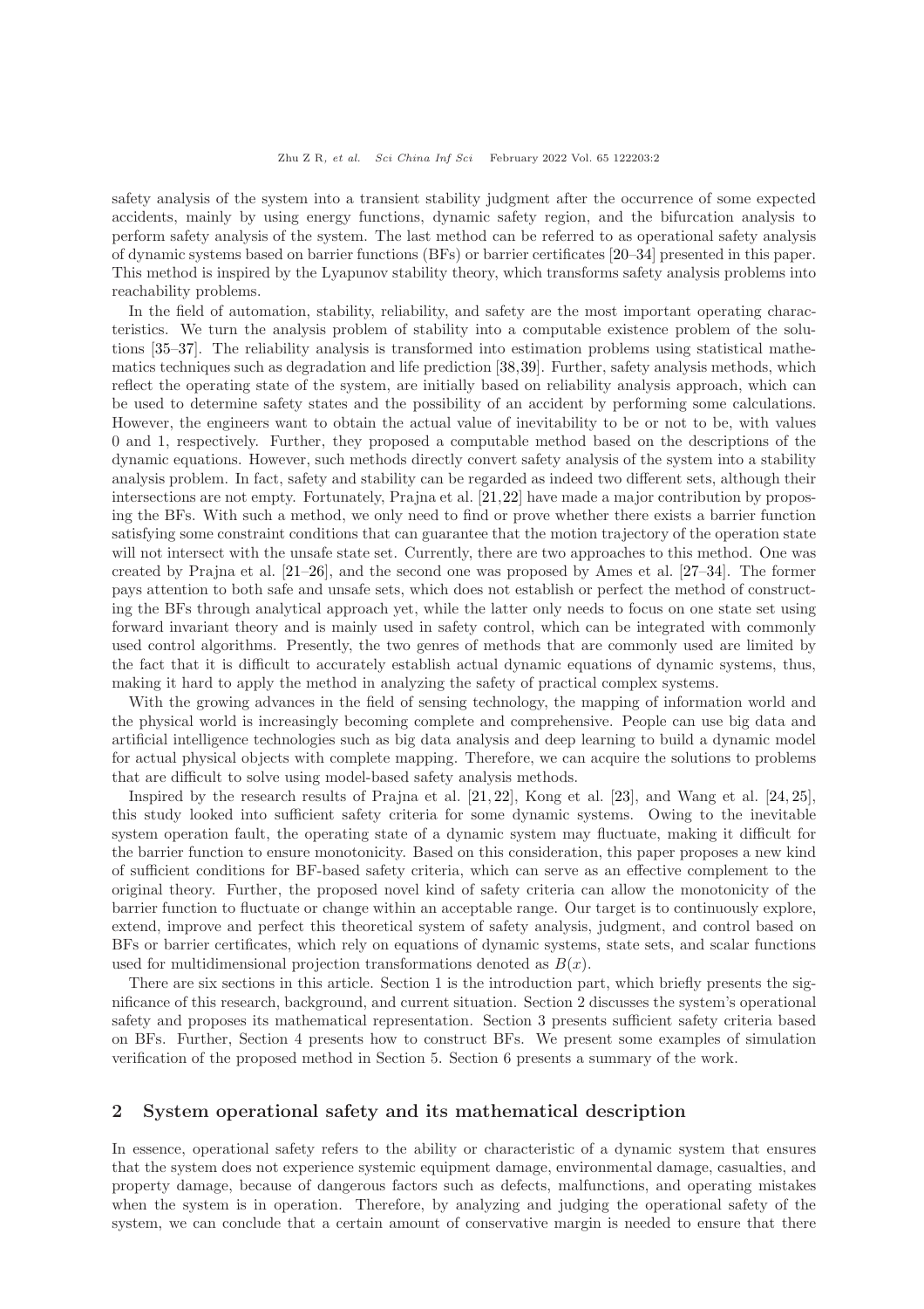safety analysis of the system into a transient stability judgment after the occurrence of some expected accidents, mainly by using energy functions, dynamic safety region, and the bifurcation analysis to perform safety analysis of the system. The last method can be referred to as operational safety analysis of dynamic systems based on barrier functions (BFs) or barrier certificates [20–34] presented in this paper. This method is inspired by the Lyapunov stability theory, which transforms safety analysis problems into reachability problems.

In the field of automation, stability, reliability, and safety are the most important operating characteristics. We turn the analysis problem of stability into a computable existence problem of the solutions [35–37]. The reliability analysis is transformed into estimation problems using statistical mathematics techniques such as degradation and life prediction [38, 39]. Further, safety analysis methods, which reflect the operating state of the system, are initially based on reliability analysis approach, which can be used to determine safety states and the possibility of an accident by performing some calculations. However, the engineers want to obtain the actual value of inevitability to be or not to be, with values 0 and 1, respectively. Further, they proposed a computable method based on the descriptions of the dynamic equations. However, such methods directly convert safety analysis of the system into a stability analysis problem. In fact, safety and stability can be regarded as indeed two different sets, although their intersections are not empty. Fortunately, Prajna et al. [21, 22] have made a major contribution by proposing the BFs. With such a method, we only need to find or prove whether there exists a barrier function satisfying some constraint conditions that can guarantee that the motion trajectory of the operation state will not intersect with the unsafe state set. Currently, there are two approaches to this method. One was created by Prajna et al. [21–26], and the second one was proposed by Ames et al. [27–34]. The former pays attention to both safe and unsafe sets, which does not establish or perfect the method of constructing the BFs through analytical approach yet, while the latter only needs to focus on one state set using forward invariant theory and is mainly used in safety control, which can be integrated with commonly used control algorithms. Presently, the two genres of methods that are commonly used are limited by the fact that it is difficult to accurately establish actual dynamic equations of dynamic systems, thus, making it hard to apply the method in analyzing the safety of practical complex systems.

With the growing advances in the field of sensing technology, the mapping of information world and the physical world is increasingly becoming complete and comprehensive. People can use big data and artificial intelligence technologies such as big data analysis and deep learning to build a dynamic model for actual physical objects with complete mapping. Therefore, we can acquire the solutions to problems that are difficult to solve using model-based safety analysis methods.

Inspired by the research results of Prajna et al. [21, 22], Kong et al. [23], and Wang et al. [24, 25], this study looked into sufficient safety criteria for some dynamic systems. Owing to the inevitable system operation fault, the operating state of a dynamic system may fluctuate, making it difficult for the barrier function to ensure monotonicity. Based on this consideration, this paper proposes a new kind of sufficient conditions for BF-based safety criteria, which can serve as an effective complement to the original theory. Further, the proposed novel kind of safety criteria can allow the monotonicity of the barrier function to fluctuate or change within an acceptable range. Our target is to continuously explore, extend, improve and perfect this theoretical system of safety analysis, judgment, and control based on BFs or barrier certificates, which rely on equations of dynamic systems, state sets, and scalar functions used for multidimensional projection transformations denoted as $B(x)$.

There are six sections in this article. Section 1 is the introduction part, which briefly presents the significance of this research, background, and current situation. Section 2 discusses the system's operational safety and proposes its mathematical representation. Section 3 presents sufficient safety criteria based on BFs. Further, Section 4 presents how to construct BFs. We present some examples of simulation verification of the proposed method in Section 5. Section 6 presents a summary of the work.

## 2 System operational safety and its mathematical description

In essence, operational safety refers to the ability or characteristic of a dynamic system that ensures that the system does not experience systemic equipment damage, environmental damage, casualties, and property damage, because of dangerous factors such as defects, malfunctions, and operating mistakes when the system is in operation. Therefore, by analyzing and judging the operational safety of the system, we can conclude that a certain amount of conservative margin is needed to ensure that there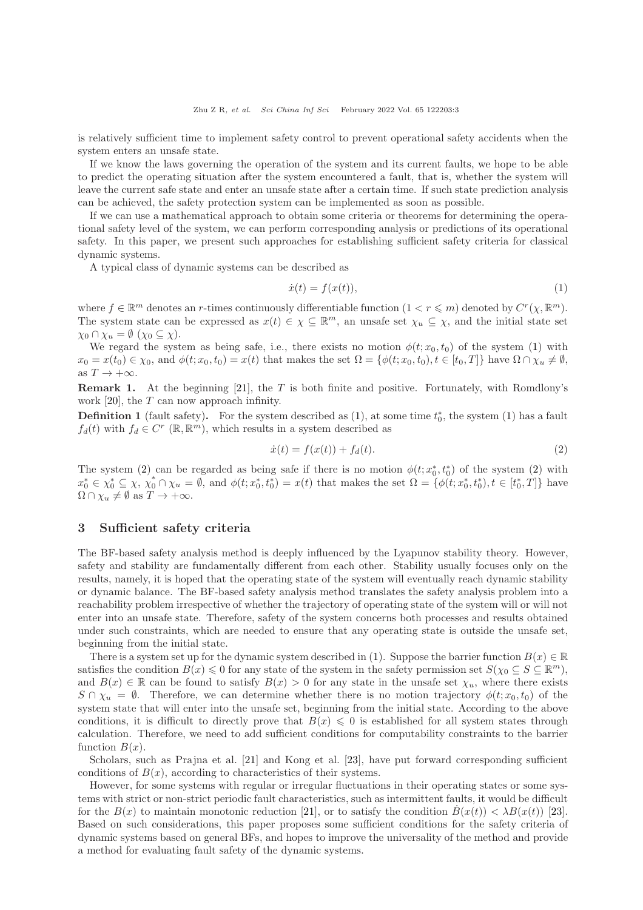is relatively sufficient time to implement safety control to prevent operational safety accidents when the system enters an unsafe state.

If we know the laws governing the operation of the system and its current faults, we hope to be able to predict the operating situation after the system encountered a fault, that is, whether the system will leave the current safe state and enter an unsafe state after a certain time. If such state prediction analysis can be achieved, the safety protection system can be implemented as soon as possible.

If we can use a mathematical approach to obtain some criteria or theorems for determining the operational safety level of the system, we can perform corresponding analysis or predictions of its operational safety. In this paper, we present such approaches for establishing sufficient safety criteria for classical dynamic systems.

A typical class of dynamic systems can be described as

$$\dot{x}(t) = f(x(t)), \tag{1}$$

where $f \in \mathbb{R}^m$ denotes an $r$-times continuously differentiable function ($1 < r \leqslant m$) denoted by $C^r(\chi, \mathbb{R}^m)$. The system state can be expressed as $x(t) \in \chi \subseteq \mathbb{R}^m$, an unsafe set $\chi_u \subseteq \chi$, and the initial state set $\chi_0 \cap \chi_u = \emptyset$ ($\chi_0 \subseteq \chi$).

We regard the system as being safe, i.e., there exists no motion $\phi(t; x_0, t_0)$ of the system (1) with $x_0 = x(t_0) \in \chi_0$, and $\phi(t; x_0, t_0) = x(t)$ that makes the set $\Omega = \{\phi(t; x_0, t_0), t \in [t_0, T]\}$ have $\Omega \cap \chi_u \neq \emptyset$, as $T \to +\infty$.

**Remark 1.** At the beginning [21], the $T$ is both finite and positive. Fortunately, with Romdlony's work [20], the $T$ can now approach infinity.

**Definition 1** (fault safety)**.** For the system described as (1), at some time $t_0^*$, the system (1) has a fault $f_d(t)$ with $f_d \in C^r(\mathbb{R}, \mathbb{R}^m)$, which results in a system described as

$$\dot{x}(t) = f(x(t)) + f_d(t). \tag{2}$$

The system (2) can be regarded as being safe if there is no motion $\phi(t; x_0^*, t_0^*)$ of the system (2) with $x_0^* \in \chi_0^* \subseteq \chi$, $\chi_0^* \cap \chi_u = \emptyset$, and $\phi(t; x_0^*, t_0^*) = x(t)$ that makes the set $\Omega = \{\phi(t; x_0^*, t_0^*), t \in [t_0^*, T]\}$ have $\Omega \cap \chi_u \neq \emptyset$ as $T \to +\infty$.

## 3 Sufficient safety criteria

The BF-based safety analysis method is deeply influenced by the Lyapunov stability theory. However, safety and stability are fundamentally different from each other. Stability usually focuses only on the results, namely, it is hoped that the operating state of the system will eventually reach dynamic stability or dynamic balance. The BF-based safety analysis method translates the safety analysis problem into a reachability problem irrespective of whether the trajectory of operating state of the system will or will not enter into an unsafe state. Therefore, safety of the system concerns both processes and results obtained under such constraints, which are needed to ensure that any operating state is outside the unsafe set, beginning from the initial state.

There is a system set up for the dynamic system described in (1). Suppose the barrier function $B(x) \in \mathbb{R}$ satisfies the condition $B(x) \leqslant 0$ for any state of the system in the safety permission set $S(\chi_0 \subseteq S \subseteq \mathbb{R}^m)$, and $B(x) \in \mathbb{R}$ can be found to satisfy $B(x) > 0$ for any state in the unsafe set $\chi_u$, where there exists $S \cap \chi_u = \emptyset$. Therefore, we can determine whether there is no motion trajectory $\phi(t; x_0, t_0)$ of the system state that will enter into the unsafe set, beginning from the initial state. According to the above conditions, it is difficult to directly prove that $B(x) \leqslant 0$ is established for all system states through calculation. Therefore, we need to add sufficient conditions for computability constraints to the barrier function $B(x)$.

Scholars, such as Prajna et al. [21] and Kong et al. [23], have put forward corresponding sufficient conditions of $B(x)$, according to characteristics of their systems.

However, for some systems with regular or irregular fluctuations in their operating states or some systems with strict or non-strict periodic fault characteristics, such as intermittent faults, it would be difficult for the $B(x)$ to maintain monotonic reduction [21], or to satisfy the condition $\dot{B}(x(t)) < \lambda B(x(t))$ [23]. Based on such considerations, this paper proposes some sufficient conditions for the safety criteria of dynamic systems based on general BFs, and hopes to improve the universality of the method and provide a method for evaluating fault safety of the dynamic systems.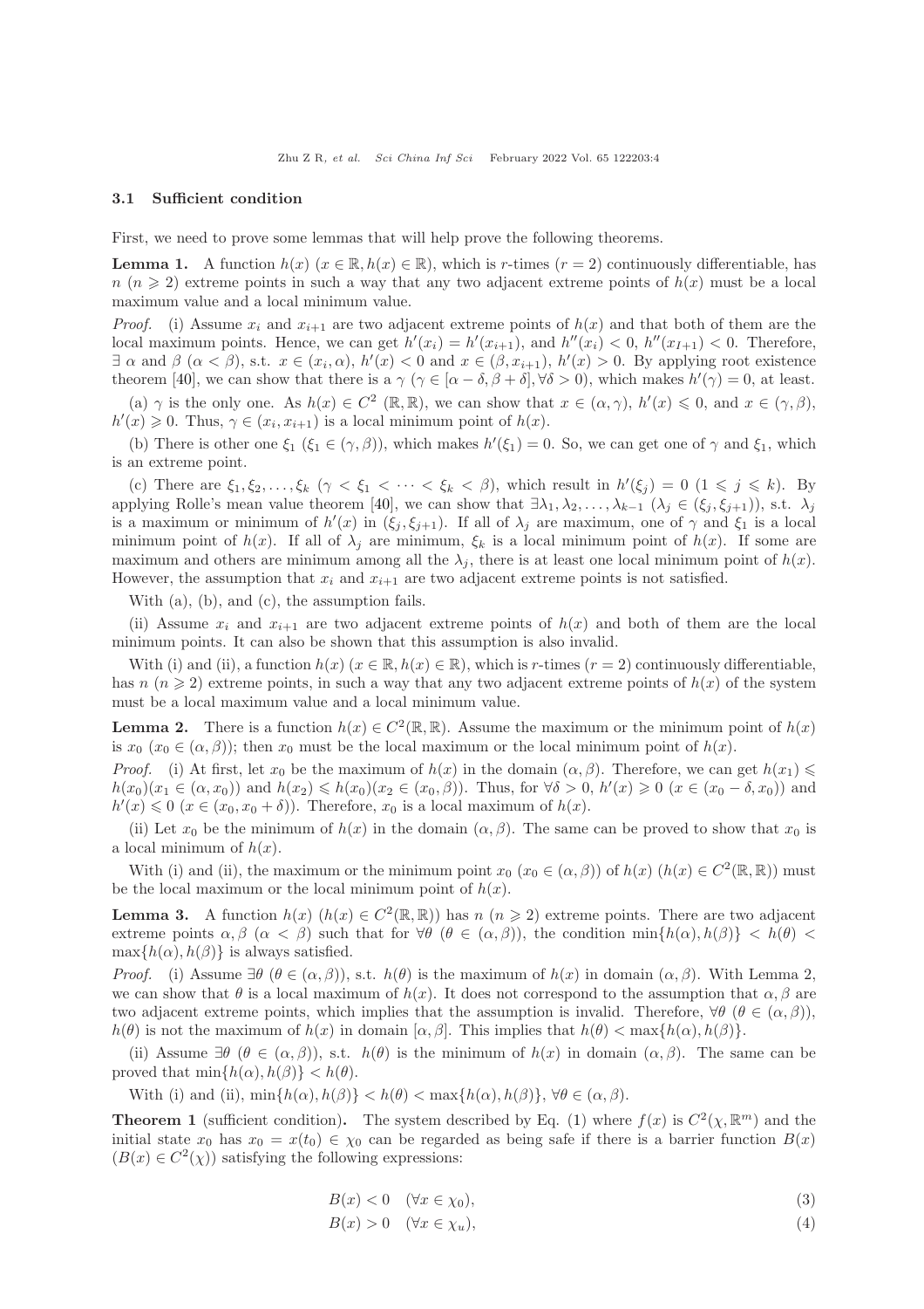### 3.1 Sufficient condition

First, we need to prove some lemmas that will help prove the following theorems.

**Lemma 1.** A function $h(x)$ ($x \in \mathbb{R}, h(x) \in \mathbb{R}$), which is $r$-times ($r = 2$) continuously differentiable, has $n$ ($n \geqslant 2$) extreme points in such a way that any two adjacent extreme points of $h(x)$ must be a local maximum value and a local minimum value.

*Proof.* (i) Assume $x_i$ and $x_{i+1}$ are two adjacent extreme points of $h(x)$ and that both of them are the local maximum points. Hence, we can get $h'(x_i) = h'(x_{i+1})$, and $h''(x_i) < 0$, $h''(x_{I+1}) < 0$. Therefore, $\exists$ $\alpha$ and $\beta$ ($\alpha < \beta$), s.t. $x \in (x_i, \alpha)$, $h'(x) < 0$ and $x \in (\beta, x_{i+1})$, $h'(x) > 0$. By applying root existence theorem [40], we can show that there is a $\gamma$ ($\gamma \in [\alpha - \delta, \beta + \delta], \forall \delta > 0$), which makes $h'(\gamma) = 0$, at least.

(a) $\gamma$ is the only one. As $h(x) \in C^2$ ($\mathbb{R}, \mathbb{R}$), we can show that $x \in (\alpha, \gamma)$, $h'(x) \leqslant 0$, and $x \in (\gamma, \beta)$, $h'(x) \geqslant 0$. Thus, $\gamma \in (x_i, x_{i+1})$ is a local minimum point of $h(x)$.

(b) There is other one $\xi_1$ ($\xi_1 \in (\gamma, \beta)$), which makes $h'(\xi_1) = 0$. So, we can get one of $\gamma$ and $\xi_1$, which is an extreme point.

(c) There are $\xi_1, \xi_2, \ldots, \xi_k$ ($\gamma < \xi_1 < \cdots < \xi_k < \beta$), which result in $h'(\xi_j) = 0$ ($1 \leqslant j \leqslant k$). By applying Rolle's mean value theorem [40], we can show that $\exists \lambda_1, \lambda_2, \ldots, \lambda_{k-1}$ ($\lambda_j \in (\xi_j, \xi_{j+1})$), s.t. $\lambda_j$ is a maximum or minimum of $h'(x)$ in $(\xi_j, \xi_{j+1})$. If all of $\lambda_j$ are maximum, one of $\gamma$ and $\xi_1$ is a local minimum point of $h(x)$. If all of $\lambda_j$ are minimum, $\xi_k$ is a local minimum point of $h(x)$. If some are maximum and others are minimum among all the $\lambda_j$, there is at least one local minimum point of $h(x)$. However, the assumption that $x_i$ and $x_{i+1}$ are two adjacent extreme points is not satisfied.

With (a), (b), and (c), the assumption fails.

(ii) Assume $x_i$ and $x_{i+1}$ are two adjacent extreme points of $h(x)$ and both of them are the local minimum points. It can also be shown that this assumption is also invalid.

With (i) and (ii), a function $h(x)$ ($x \in \mathbb{R}, h(x) \in \mathbb{R}$), which is $r$-times ($r = 2$) continuously differentiable, has $n$ ($n \geqslant 2$) extreme points, in such a way that any two adjacent extreme points of $h(x)$ of the system must be a local maximum value and a local minimum value.

**Lemma 2.** There is a function $h(x) \in C^2(\mathbb{R}, \mathbb{R})$. Assume the maximum or the minimum point of $h(x)$ is $x_0$ ($x_0 \in (\alpha, \beta)$); then $x_0$ must be the local maximum or the local minimum point of $h(x)$.

*Proof.* (i) At first, let $x_0$ be the maximum of $h(x)$ in the domain $(\alpha, \beta)$. Therefore, we can get $h(x_1) \leqslant h(x_0)(x_1 \in (\alpha, x_0))$ and $h(x_2) \leqslant h(x_0)(x_2 \in (x_0, \beta))$. Thus, for $\forall \delta > 0$, $h'(x) \geqslant 0$ ($x \in (x_0 - \delta, x_0)$) and $h'(x) \leqslant 0$ ($x \in (x_0, x_0 + \delta)$). Therefore, $x_0$ is a local maximum of $h(x)$.

(ii) Let $x_0$ be the minimum of $h(x)$ in the domain $(\alpha, \beta)$. The same can be proved to show that $x_0$ is a local minimum of $h(x)$.

With (i) and (ii), the maximum or the minimum point $x_0$ ($x_0 \in (\alpha, \beta)$) of $h(x)$ ($h(x) \in C^2(\mathbb{R}, \mathbb{R})$) must be the local maximum or the local minimum point of $h(x)$.

**Lemma 3.** A function $h(x)$ ($h(x) \in C^2(\mathbb{R}, \mathbb{R})$) has $n$ ($n \geqslant 2$) extreme points. There are two adjacent extreme points $\alpha, \beta$ ($\alpha < \beta$) such that for $\forall \theta$ ($\theta \in (\alpha, \beta)$), the condition $\min\{h(\alpha), h(\beta)\} < h(\theta) < \max\{h(\alpha), h(\beta)\}$ is always satisfied.

*Proof.* (i) Assume $\exists \theta$ ($\theta \in (\alpha, \beta)$), s.t. $h(\theta)$ is the maximum of $h(x)$ in domain $(\alpha, \beta)$. With Lemma 2, we can show that $\theta$ is a local maximum of $h(x)$. It does not correspond to the assumption that $\alpha, \beta$ are two adjacent extreme points, which implies that the assumption is invalid. Therefore, $\forall \theta$ ($\theta \in (\alpha, \beta)$), $h(\theta)$ is not the maximum of $h(x)$ in domain $[\alpha, \beta]$. This implies that $h(\theta) < \max\{h(\alpha), h(\beta)\}$.

(ii) Assume $\exists \theta$ ($\theta \in (\alpha, \beta)$), s.t. $h(\theta)$ is the minimum of $h(x)$ in domain $(\alpha, \beta)$. The same can be proved that $\min\{h(\alpha), h(\beta)\} < h(\theta)$.

With (i) and (ii), $\min\{h(\alpha), h(\beta)\} < h(\theta) < \max\{h(\alpha), h(\beta)\}$, $\forall \theta \in (\alpha, \beta)$.

**Theorem 1** (sufficient condition)**.** The system described by Eq. (1) where $f(x)$ is $C^2(\chi, \mathbb{R}^m)$ and the initial state $x_0$ has $x_0 = x(t_0) \in \chi_0$ can be regarded as being safe if there is a barrier function $B(x)$ ($B(x) \in C^2(\chi)$) satisfying the following expressions:

$$B(x) < 0 \quad (\forall x \in \chi_0), \tag{3}$$

$$B(x) > 0 \quad (\forall x \in \chi_u), \tag{4}$$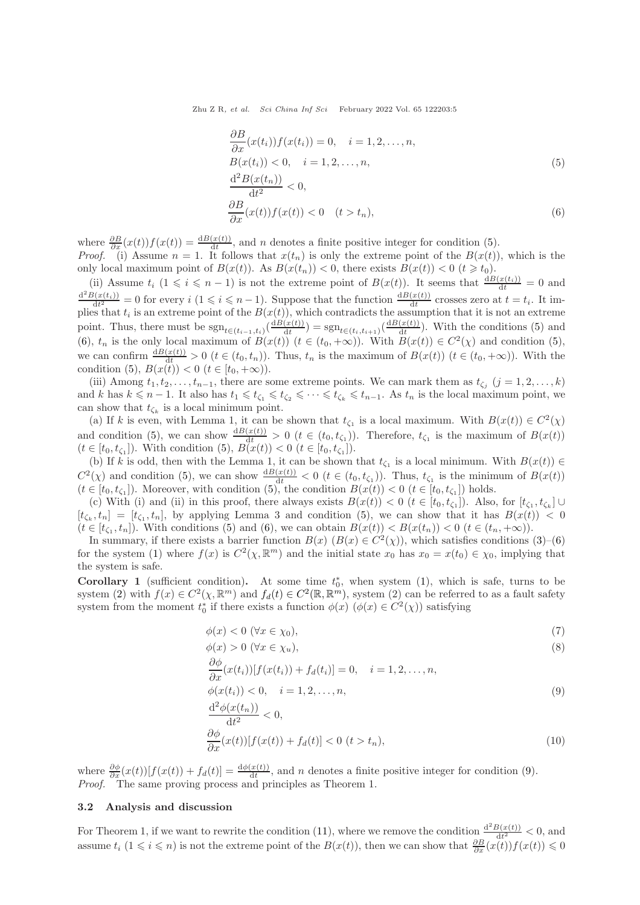$$
\begin{aligned}
&\frac{\partial B}{\partial x}(x(t_i))f(x(t_i)) = 0, \quad i = 1, 2, \ldots, n, \\
&B(x(t_i)) < 0, \quad i = 1, 2, \ldots, n, \\
&\frac{\mathrm{d}^2 B(x(t_n))}{\mathrm{d}t^2} < 0,
\end{aligned} \tag{5}
$$

$$
\frac{\partial B}{\partial x}(x(t))f(x(t)) < 0 \quad (t > t_n), \tag{6}
$$

where $\frac{\partial B}{\partial x}(x(t))f(x(t)) = \frac{\mathrm{d}B(x(t))}{\mathrm{d}t}$, and $n$ denotes a finite positive integer for condition (5).

*Proof.* (i) Assume $n = 1$. It follows that $x(t_n)$ is only the extreme point of the $B(x(t))$, which is the only local maximum point of $B(x(t))$. As $B(x(t_n)) < 0$, there exists $B(x(t)) < 0$ $(t \geqslant t_0)$.

(ii) Assume $t_i$ $(1 \leqslant i \leqslant n-1)$ is not the extreme point of $B(x(t))$. It seems that $\frac{\mathrm{d}B(x(t_i))}{\mathrm{d}t} = 0$ and $\frac{\mathrm{d}^2 B(x(t_i))}{\mathrm{d}t^2} = 0$ for every $i$ $(1 \leqslant i \leqslant n-1)$. Suppose that the function $\frac{\mathrm{d}B(x(t))}{\mathrm{d}t}$ crosses zero at $t = t_i$. It implies that $t_i$ is an extreme point of the $B(x(t))$, which contradicts the assumption that it is not an extreme point. Thus, there must be $\mathrm{sgn}_{t \in (t_{i-1}, t_i)}(\frac{\mathrm{d}B(x(t))}{\mathrm{d}t}) = \mathrm{sgn}_{t \in (t_i, t_{i+1})}(\frac{\mathrm{d}B(x(t))}{\mathrm{d}t})$. With the conditions (5) and (6), $t_n$ is the only local maximum of $B(x(t))$ $(t \in (t_0, +\infty))$. With $B(x(t)) \in C^2(\chi)$ and condition (5), we can confirm $\frac{\mathrm{d}B(x(t))}{\mathrm{d}t} > 0$ $(t \in (t_0, t_n))$. Thus, $t_n$ is the maximum of $B(x(t))$ $(t \in (t_0, +\infty))$. With the condition (5), $B(x(t)) < 0$ $(t \in [t_0, +\infty))$.

(iii) Among $t_1, t_2, \ldots, t_{n-1}$, there are some extreme points. We can mark them as $t_{\zeta_j}$ $(j = 1, 2, \ldots, k)$ and $k$ has $k \leqslant n-1$. It also has $t_1 \leqslant t_{\zeta_1} \leqslant t_{\zeta_2} \leqslant \cdots \leqslant t_{\zeta_k} \leqslant t_{n-1}$. As $t_n$ is the local maximum point, we can show that $t_{\zeta_k}$ is a local minimum point.

(a) If $k$ is even, with Lemma 1, it can be shown that $t_{\zeta_1}$ is a local maximum. With $B(x(t)) \in C^2(\chi)$ and condition (5), we can show $\frac{\mathrm{d}B(x(t))}{\mathrm{d}t} > 0$ $(t \in (t_0, t_{\zeta_1}))$. Therefore, $t_{\zeta_1}$ is the maximum of $B(x(t))$ $(t \in [t_0, t_{\zeta_1}])$. With condition (5), $B(x(t)) < 0$ $(t \in [t_0, t_{\zeta_1}])$.

(b) If $k$ is odd, then with the Lemma 1, it can be shown that $t_{\zeta_1}$ is a local minimum. With $B(x(t)) \in C^2(\chi)$ and condition (5), we can show $\frac{\mathrm{d}B(x(t))}{\mathrm{d}t} < 0$ $(t \in (t_0, t_{\zeta_1}))$. Thus, $t_{\zeta_1}$ is the minimum of $B(x(t))$ $(t \in [t_0, t_{\zeta_1}])$. Moreover, with condition (5), the condition $B(x(t)) < 0$ $(t \in [t_0, t_{\zeta_1}])$ holds.

(c) With (i) and (ii) in this proof, there always exists $B(x(t)) < 0$ $(t \in [t_0, t_{\zeta_1}])$. Also, for $[t_{\zeta_1}, t_{\zeta_k}] \cup [t_{\zeta_k}, t_n] = [t_{\zeta_1}, t_n]$, by applying Lemma 3 and condition (5), we can show that it has $B(x(t)) < 0$ $(t \in [t_{\zeta_1}, t_n])$. With conditions (5) and (6), we can obtain $B(x(t)) < B(x(t_n)) < 0$ $(t \in (t_n, +\infty))$.

In summary, if there exists a barrier function $B(x)$ $(B(x) \in C^2(\chi))$, which satisfies conditions (3)–(6) for the system (1) where $f(x)$ is $C^2(\chi, \mathbb{R}^m)$ and the initial state $x_0$ has $x_0 = x(t_0) \in \chi_0$, implying that the system is safe.

**Corollary 1** (sufficient condition)**.** At some time $t_0^*$, when system (1), which is safe, turns to be system (2) with $f(x) \in C^2(\chi, \mathbb{R}^m)$ and $f_d(t) \in C^2(\mathbb{R}, \mathbb{R}^m)$, system (2) can be referred to as a fault safety system from the moment $t_0^*$ if there exists a function $\phi(x)$ $(\phi(x) \in C^2(\chi))$ satisfying

$$
\phi(x) < 0 \ (\forall x \in \chi_0), \tag{7}
$$

$$
\phi(x) > 0 \ (\forall x \in \chi_u), \tag{8}
$$

$$
\begin{aligned}
&\frac{\partial \phi}{\partial x}(x(t_i))[f(x(t_i)) + f_d(t_i)] = 0, \quad i = 1, 2, \ldots, n, \\
&\phi(x(t_i)) < 0, \quad i = 1, 2, \ldots, n, \\
&\frac{\mathrm{d}^2 \phi(x(t_n))}{\mathrm{d}t^2} < 0,
\end{aligned} \tag{9}
$$

$$
\frac{\partial \phi}{\partial x}(x(t))[f(x(t)) + f_d(t)] < 0 \ (t > t_n), \tag{10}
$$

where $\frac{\partial \phi}{\partial x}(x(t))[f(x(t)) + f_d(t)] = \frac{\mathrm{d}\phi(x(t))}{\mathrm{d}t}$, and $n$ denotes a finite positive integer for condition (9).

*Proof.* The same proving process and principles as Theorem 1.

### 3.2 Analysis and discussion

For Theorem 1, if we want to rewrite the condition (11), where we remove the condition $\frac{\mathrm{d}^2 B(x(t))}{\mathrm{d}t^2} < 0$, and assume $t_i$ $(1 \leqslant i \leqslant n)$ is not the extreme point of the $B(x(t))$, then we can show that $\frac{\partial B}{\partial x}(x(t))f(x(t)) \leqslant 0$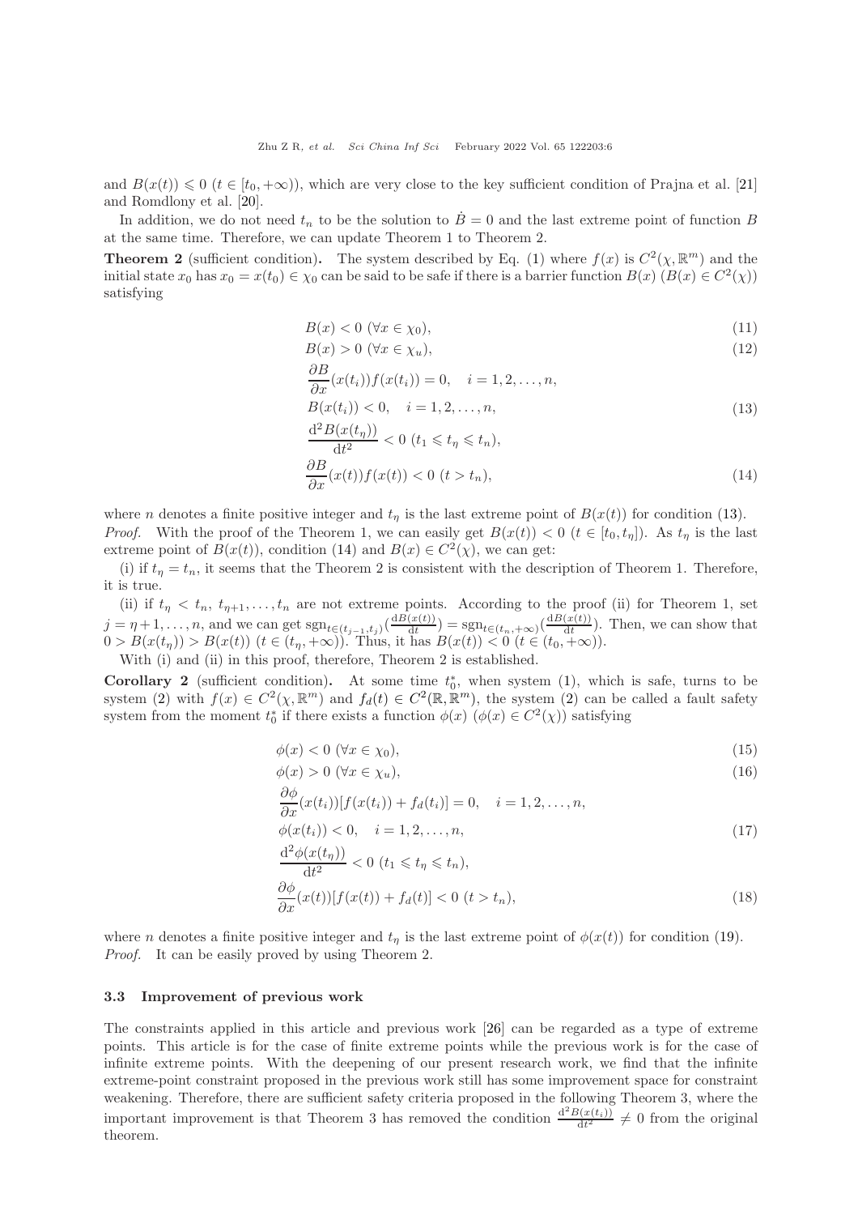and $B(x(t)) \leqslant 0$ $(t \in [t_0, +\infty))$, which are very close to the key sufficient condition of Prajna et al. [21] and Romdlony et al. [20].

In addition, we do not need $t_n$ to be the solution to $\dot{B} = 0$ and the last extreme point of function $B$ at the same time. Therefore, we can update Theorem 1 to Theorem 2.

**Theorem 2** (sufficient condition). The system described by Eq. (1) where $f(x)$ is $C^2(\chi, \mathbb{R}^m)$ and the initial state $x_0$ has $x_0 = x(t_0) \in \chi_0$ can be said to be safe if there is a barrier function $B(x)$ $(B(x) \in C^2(\chi))$ satisfying

$$B(x) < 0 \ (\forall x \in \chi_0), \tag{11}$$

$$B(x) > 0 \ (\forall x \in \chi_u), \tag{12}$$

$$\begin{aligned}
&\frac{\partial B}{\partial x}(x(t_i))f(x(t_i)) = 0, \quad i = 1, 2, \ldots, n, \\
&B(x(t_i)) < 0, \quad i = 1, 2, \ldots, n, \\
&\frac{\mathrm{d}^2 B(x(t_\eta))}{\mathrm{d}t^2} < 0 \ (t_1 \leqslant t_\eta \leqslant t_n),
\end{aligned} \tag{13}$$

$$\frac{\partial B}{\partial x}(x(t))f(x(t)) < 0 \ (t > t_n), \tag{14}$$

where $n$ denotes a finite positive integer and $t_\eta$ is the last extreme point of $B(x(t))$ for condition (13).

*Proof.* With the proof of the Theorem 1, we can easily get $B(x(t)) < 0$ $(t \in [t_0, t_\eta])$. As $t_\eta$ is the last extreme point of $B(x(t))$, condition (14) and $B(x) \in C^2(\chi)$, we can get:

(i) if $t_\eta = t_n$, it seems that the Theorem 2 is consistent with the description of Theorem 1. Therefore, it is true.

(ii) if $t_\eta < t_n$, $t_{\eta+1}, \ldots, t_n$ are not extreme points. According to the proof (ii) for Theorem 1, set $j = \eta+1, \ldots, n$, and we can get $\mathrm{sgn}_{t \in (t_{j-1}, t_j)}(\frac{\mathrm{d}B(x(t))}{\mathrm{d}t}) = \mathrm{sgn}_{t \in (t_n, +\infty)}(\frac{\mathrm{d}B(x(t))}{\mathrm{d}t})$. Then, we can show that $0 > B(x(t_\eta)) > B(x(t))$ $(t \in (t_\eta, +\infty))$. Thus, it has $B(x(t)) < 0$ $(t \in (t_0, +\infty))$.

With (i) and (ii) in this proof, therefore, Theorem 2 is established.

**Corollary 2** (sufficient condition). At some time $t_0^*$, when system (1), which is safe, turns to be system (2) with $f(x) \in C^2(\chi, \mathbb{R}^m)$ and $f_d(t) \in C^2(\mathbb{R}, \mathbb{R}^m)$, the system (2) can be called a fault safety system from the moment $t_0^*$ if there exists a function $\phi(x)$ $(\phi(x) \in C^2(\chi))$ satisfying

$$\phi(x) < 0 \ (\forall x \in \chi_0), \tag{15}$$

$$\phi(x) > 0 \ (\forall x \in \chi_u), \tag{16}$$

$$\begin{aligned}
&\frac{\partial \phi}{\partial x}(x(t_i))[f(x(t_i)) + f_d(t_i)] = 0, \quad i = 1, 2, \ldots, n, \\
&\phi(x(t_i)) < 0, \quad i = 1, 2, \ldots, n, \\
&\frac{\mathrm{d}^2 \phi(x(t_\eta))}{\mathrm{d}t^2} < 0 \ (t_1 \leqslant t_\eta \leqslant t_n),
\end{aligned} \tag{17}$$

$$\frac{\partial \phi}{\partial x}(x(t))[f(x(t)) + f_d(t)] < 0 \ (t > t_n), \tag{18}$$

where $n$ denotes a finite positive integer and $t_\eta$ is the last extreme point of $\phi(x(t))$ for condition (19).

*Proof.* It can be easily proved by using Theorem 2.

### 3.3 Improvement of previous work

The constraints applied in this article and previous work [26] can be regarded as a type of extreme points. This article is for the case of finite extreme points while the previous work is for the case of infinite extreme points. With the deepening of our present research work, we find that the infinite extreme-point constraint proposed in the previous work still has some improvement space for constraint weakening. Therefore, there are sufficient safety criteria proposed in the following Theorem 3, where the important improvement is that Theorem 3 has removed the condition $\frac{\mathrm{d}^2 B(x(t_i))}{\mathrm{d}t^2} \neq 0$ from the original theorem.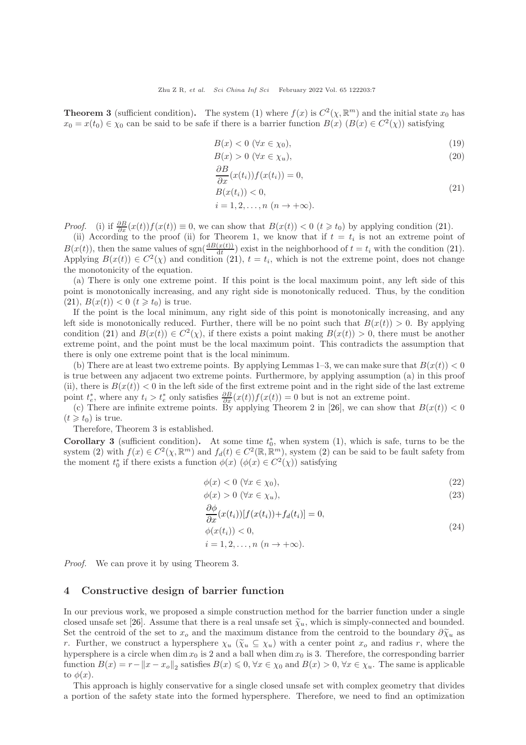**Theorem 3** (sufficient condition)**.** The system (1) where $f(x)$ is $C^2(\chi, \mathbb{R}^m)$ and the initial state $x_0$ has $x_0 = x(t_0) \in \chi_0$ can be said to be safe if there is a barrier function $B(x)$ ($B(x) \in C^2(\chi)$) satisfying

$$B(x) < 0 \ (\forall x \in \chi_0), \tag{19}$$

$$B(x) > 0 \ (\forall x \in \chi_u), \tag{20}$$

$$\begin{aligned} &\frac{\partial B}{\partial x}(x(t_i))f(x(t_i)) = 0, \\ &B(x(t_i)) < 0, \\ &i = 1, 2, \ldots, n \ (n \to +\infty). \end{aligned} \tag{21}$$

*Proof.* (i) if $\frac{\partial B}{\partial x}(x(t))f(x(t)) \equiv 0$, we can show that $B(x(t)) < 0$ ($t \geqslant t_0$) by applying condition (21).

(ii) According to the proof (ii) for Theorem 1, we know that if $t = t_i$ is not an extreme point of $B(x(t))$, then the same values of $\mathrm{sgn}(\frac{\mathrm{d}B(x(t))}{\mathrm{d}t})$ exist in the neighborhood of $t = t_i$ with the condition (21). Applying $B(x(t)) \in C^2(\chi)$ and condition (21), $t = t_i$, which is not the extreme point, does not change the monotonicity of the equation.

(a) There is only one extreme point. If this point is the local maximum point, any left side of this point is monotonically increasing, and any right side is monotonically reduced. Thus, by the condition (21), $B(x(t)) < 0$ ($t \geqslant t_0$) is true.

If the point is the local minimum, any right side of this point is monotonically increasing, and any left side is monotonically reduced. Further, there will be no point such that $B(x(t)) > 0$. By applying condition (21) and $B(x(t)) \in C^2(\chi)$, if there exists a point making $B(x(t)) > 0$, there must be another extreme point, and the point must be the local maximum point. This contradicts the assumption that there is only one extreme point that is the local minimum.

(b) There are at least two extreme points. By applying Lemmas 1–3, we can make sure that $B(x(t)) < 0$ is true between any adjacent two extreme points. Furthermore, by applying assumption (a) in this proof (ii), there is $B(x(t)) < 0$ in the left side of the first extreme point and in the right side of the last extreme point $t_e^*$, where any $t_i > t_e^*$ only satisfies $\frac{\partial B}{\partial x}(x(t))f(x(t)) = 0$ but is not an extreme point.

(c) There are infinite extreme points. By applying Theorem 2 in [26], we can show that $B(x(t)) < 0$ ($t \geqslant t_0$) is true.

Therefore, Theorem 3 is established.

**Corollary 3** (sufficient condition)**.** At some time $t_0^*$, when system (1), which is safe, turns to be the system (2) with $f(x) \in C^2(\chi, \mathbb{R}^m)$ and $f_d(t) \in C^2(\mathbb{R}, \mathbb{R}^m)$, system (2) can be said to be fault safety from the moment $t_0^*$ if there exists a function $\phi(x)$ ($\phi(x) \in C^2(\chi)$) satisfying

$$\phi(x) < 0 \ (\forall x \in \chi_0), \tag{22}$$

$$\phi(x) > 0 \ (\forall x \in \chi_u), \tag{23}$$

$$\begin{aligned} &\frac{\partial \phi}{\partial x}(x(t_i))[f(x(t_i)) + f_d(t_i)] = 0, \\ &\phi(x(t_i)) < 0, \\ &i = 1, 2, \ldots, n \ (n \to +\infty). \end{aligned} \tag{24}$$

*Proof.* We can prove it by using Theorem 3.

## 4 Constructive design of barrier function

In our previous work, we proposed a simple construction method for the barrier function under a single closed unsafe set [26]. Assume that there is a real unsafe set $\widetilde{\chi}_u$, which is simply-connected and bounded. Set the centroid of the set to $x_o$ and the maximum distance from the centroid to the boundary $\partial \widetilde{\chi}_u$ as $r$. Further, we construct a hypersphere $\chi_u$ ($\widetilde{\chi}_u \subseteq \chi_u$) with a center point $x_o$ and radius $r$, where the hypersphere is a circle when $\dim x_0$ is 2 and a ball when $\dim x_0$ is 3. Therefore, the corresponding barrier function $B(x) = r - \|x - x_o\|_2$ satisfies $B(x) \leqslant 0$, $\forall x \in \chi_0$ and $B(x) > 0$, $\forall x \in \chi_u$. The same is applicable to $\phi(x)$.

This approach is highly conservative for a single closed unsafe set with complex geometry that divides a portion of the safety state into the formed hypersphere. Therefore, we need to find an optimization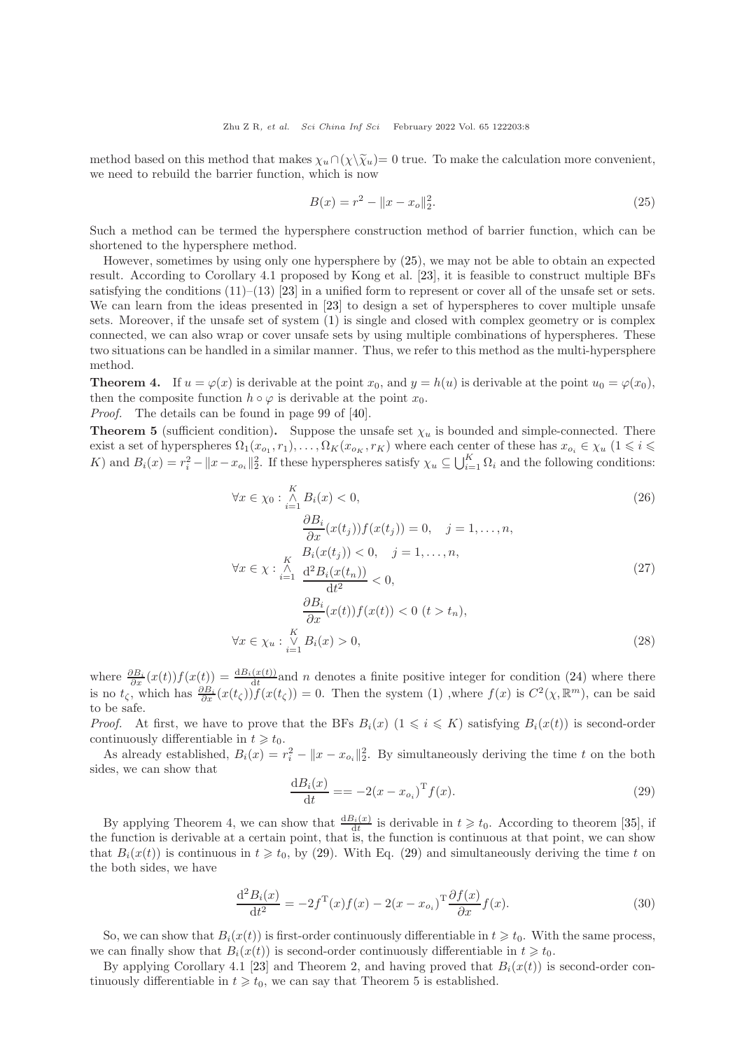method based on this method that makes $\chi_u \cap (\chi \backslash \widetilde{\chi}_u) = 0$ true. To make the calculation more convenient, we need to rebuild the barrier function, which is now

$$B(x) = r^2 - \|x - x_o\|_2^2. \tag{25}$$

Such a method can be termed the hypersphere construction method of barrier function, which can be shortened to the hypersphere method.

However, sometimes by using only one hypersphere by (25), we may not be able to obtain an expected result. According to Corollary 4.1 proposed by Kong et al. [23], it is feasible to construct multiple BFs satisfying the conditions (11)–(13) [23] in a unified form to represent or cover all of the unsafe set or sets. We can learn from the ideas presented in [23] to design a set of hyperspheres to cover multiple unsafe sets. Moreover, if the unsafe set of system (1) is single and closed with complex geometry or is complex connected, we can also wrap or cover unsafe sets by using multiple combinations of hyperspheres. These two situations can be handled in a similar manner. Thus, we refer to this method as the multi-hypersphere method.

**Theorem 4.** If $u = \varphi(x)$ is derivable at the point $x_0$, and $y = h(u)$ is derivable at the point $u_0 = \varphi(x_0)$, then the composite function $h \circ \varphi$ is derivable at the point $x_0$.

*Proof.* The details can be found in page 99 of [40].

**Theorem 5** (sufficient condition)**.** Suppose the unsafe set $\chi_u$ is bounded and simple-connected. There exist a set of hyperspheres $\Omega_1(x_{o_1}, r_1), \ldots, \Omega_K(x_{o_K}, r_K)$ where each center of these has $x_{o_i} \in \chi_u$ $(1 \leqslant i \leqslant K)$ and $B_i(x) = r_i^2 - \|x - x_{o_i}\|_2^2$. If these hyperspheres satisfy $\chi_u \subseteq \bigcup_{i=1}^K \Omega_i$ and the following conditions:

$$\forall x \in \chi_0 : \mathop{\wedge}_{i=1}^{K} B_i(x) < 0, \tag{26}$$

$$\forall x \in \chi : \mathop{\wedge}_{i=1}^{K} \begin{array}{l} \dfrac{\partial B_i}{\partial x}(x(t_j)) f(x(t_j)) = 0, \quad j = 1, \ldots, n, \\ B_i(x(t_j)) < 0, \quad j = 1, \ldots, n, \\ \dfrac{\mathrm{d}^2 B_i(x(t_n))}{\mathrm{d}t^2} < 0, \\ \dfrac{\partial B_i}{\partial x}(x(t)) f(x(t)) < 0 \ (t > t_n), \end{array} \tag{27}$$

$$\forall x \in \chi_u : \mathop{\vee}_{i=1}^{K} B_i(x) > 0, \tag{28}$$

where $\frac{\partial B_i}{\partial x}(x(t)) f(x(t)) = \frac{\mathrm{d}B_i(x(t))}{\mathrm{d}t}$and $n$ denotes a finite positive integer for condition (24) where there is no $t_\zeta$, which has $\frac{\partial B_i}{\partial x}(x(t_\zeta)) f(x(t_\zeta)) = 0$. Then the system (1) ,where $f(x)$ is $C^2(\chi, \mathbb{R}^m)$, can be said to be safe.

*Proof.* At first, we have to prove that the BFs $B_i(x)$ $(1 \leqslant i \leqslant K)$ satisfying $B_i(x(t))$ is second-order continuously differentiable in $t \geqslant t_0$.

As already established, $B_i(x) = r_i^2 - \|x - x_{o_i}\|_2^2$. By simultaneously deriving the time $t$ on the both sides, we can show that

$$\frac{\mathrm{d}B_i(x)}{\mathrm{d}t} == -2(x - x_{o_i})^{\mathrm{T}} f(x). \tag{29}$$

By applying Theorem 4, we can show that $\frac{\mathrm{d}B_i(x)}{\mathrm{d}t}$ is derivable in $t \geqslant t_0$. According to theorem [35], if the function is derivable at a certain point, that is, the function is continuous at that point, we can show that $B_i(x(t))$ is continuous in $t \geqslant t_0$, by (29). With Eq. (29) and simultaneously deriving the time $t$ on the both sides, we have

$$\frac{\mathrm{d}^2 B_i(x)}{\mathrm{d}t^2} = -2f^{\mathrm{T}}(x) f(x) - 2(x - x_{o_i})^{\mathrm{T}} \frac{\partial f(x)}{\partial x} f(x). \tag{30}$$

So, we can show that $B_i(x(t))$ is first-order continuously differentiable in $t \geqslant t_0$. With the same process, we can finally show that $B_i(x(t))$ is second-order continuously differentiable in $t \geqslant t_0$.

By applying Corollary 4.1 [23] and Theorem 2, and having proved that $B_i(x(t))$ is second-order continuously differentiable in $t \geqslant t_0$, we can say that Theorem 5 is established.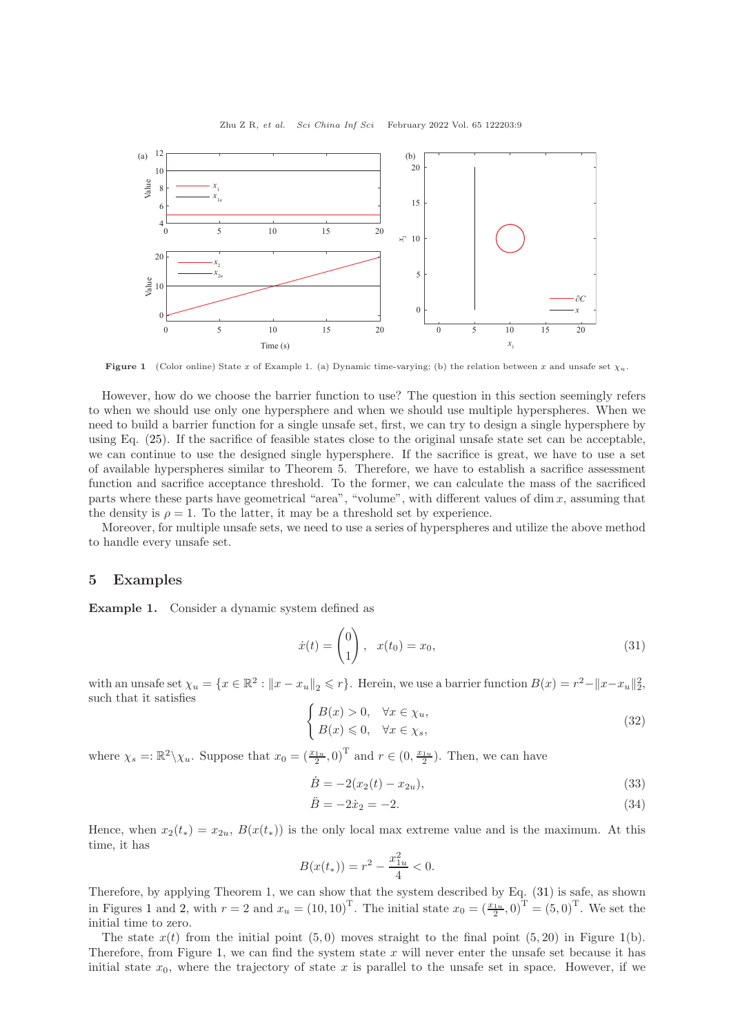Figure 1 (Color online) State $x$ of Example 1. (a) Dynamic time-varying; (b) the relation between $x$ and unsafe set $\chi_u$.

However, how do we choose the barrier function to use? The question in this section seemingly refers to when we should use only one hypersphere and when we should use multiple hyperspheres. When we need to build a barrier function for a single unsafe set, first, we can try to design a single hypersphere by using Eq. (25). If the sacrifice of feasible states close to the original unsafe state set can be acceptable, we can continue to use the designed single hypersphere. If the sacrifice is great, we have to use a set of available hyperspheres similar to Theorem 5. Therefore, we have to establish a sacrifice assessment function and sacrifice acceptance threshold. To the former, we can calculate the mass of the sacrificed parts where these parts have geometrical "area", "volume", with different values of $\dim x$, assuming that the density is $\rho = 1$. To the latter, it may be a threshold set by experience.

Moreover, for multiple unsafe sets, we need to use a series of hyperspheres and utilize the above method to handle every unsafe set.

## 5 Examples

**Example 1.** Consider a dynamic system defined as

$$\dot{x}(t) = \begin{pmatrix} 0 \\ 1 \end{pmatrix}, \quad x(t_0) = x_0, \tag{31}$$

with an unsafe set $\chi_u = \{x \in \mathbb{R}^2 : \|x - x_u\|_2 \leqslant r\}$. Herein, we use a barrier function $B(x) = r^2 - \|x - x_u\|_2^2$, such that it satisfies

$$\begin{cases} B(x) > 0, & \forall x \in \chi_u, \\ B(x) \leqslant 0, & \forall x \in \chi_s, \end{cases} \tag{32}$$

where $\chi_s =: \mathbb{R}^2 \backslash \chi_u$. Suppose that $x_0 = (\frac{x_{1u}}{2}, 0)^{\mathrm{T}}$ and $r \in (0, \frac{x_{1u}}{2})$. Then, we can have

$$\dot{B} = -2(x_2(t) - x_{2u}), \tag{33}$$

$$\ddot{B} = -2\dot{x}_2 = -2. \tag{34}$$

Hence, when $x_2(t_*) = x_{2u}$, $B(x(t_*))$ is the only local max extreme value and is the maximum. At this time, it has

$$B(x(t_*)) = r^2 - \frac{x_{1u}^2}{4} < 0.$$

Therefore, by applying Theorem 1, we can show that the system described by Eq. (31) is safe, as shown in Figures 1 and 2, with $r = 2$ and $x_u = (10, 10)^{\mathrm{T}}$. The initial state $x_0 = (\frac{x_{1u}}{2}, 0)^{\mathrm{T}} = (5, 0)^{\mathrm{T}}$. We set the initial time to zero.

The state $x(t)$ from the initial point $(5, 0)$ moves straight to the final point $(5, 20)$ in Figure 1(b). Therefore, from Figure 1, we can find the system state $x$ will never enter the unsafe set because it has initial state $x_0$, where the trajectory of state $x$ is parallel to the unsafe set in space. However, if we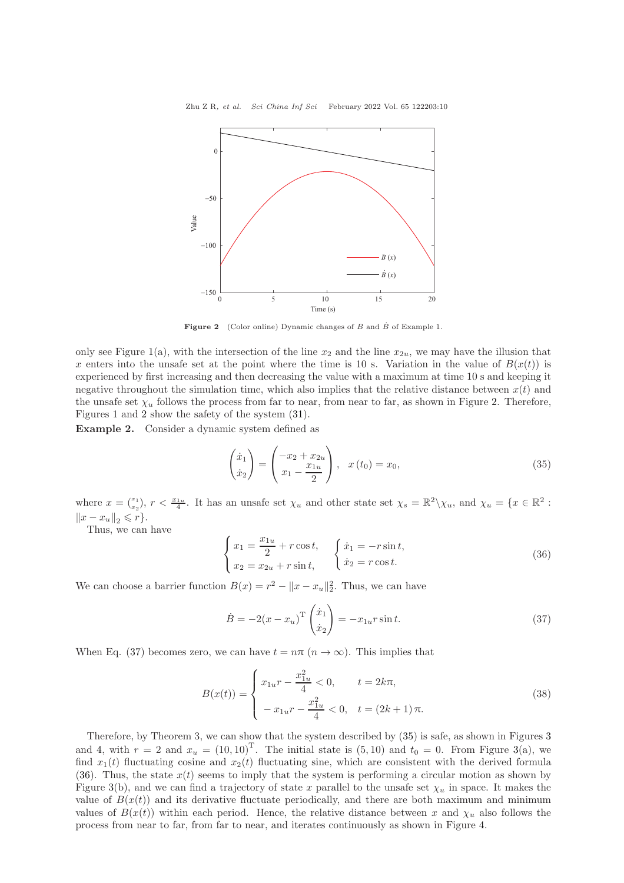Figure 2 (Color online) Dynamic changes of $B$ and $\dot{B}$ of Example 1.

only see Figure 1(a), with the intersection of the line $x_2$ and the line $x_{2u}$, we may have the illusion that $x$ enters into the unsafe set at the point where the time is 10 s. Variation in the value of $B(x(t))$ is experienced by first increasing and then decreasing the value with a maximum at time 10 s and keeping it negative throughout the simulation time, which also implies that the relative distance between $x(t)$ and the unsafe set $\chi_u$ follows the process from far to near, from near to far, as shown in Figure 2. Therefore, Figures 1 and 2 show the safety of the system (31).

**Example 2.** Consider a dynamic system defined as

$$\begin{pmatrix} \dot{x}_1 \\ \dot{x}_2 \end{pmatrix} = \begin{pmatrix} -x_2 + x_{2u} \\ x_1 - \dfrac{x_{1u}}{2} \end{pmatrix}, \quad x(t_0) = x_0, \tag{35}$$

where $x = \binom{x_1}{x_2}$, $r < \frac{x_{1u}}{4}$. It has an unsafe set $\chi_u$ and other state set $\chi_s = \mathbb{R}^2 \backslash \chi_u$, and $\chi_u = \{x \in \mathbb{R}^2 : \|x - x_u\|_2 \leqslant r\}$.

Thus, we can have

$$\begin{cases} x_1 = \dfrac{x_{1u}}{2} + r\cos t, \\ x_2 = x_{2u} + r\sin t, \end{cases} \quad \begin{cases} \dot{x}_1 = -r\sin t, \\ \dot{x}_2 = r\cos t. \end{cases} \tag{36}$$

We can choose a barrier function $B(x) = r^2 - \|x - x_u\|_2^2$. Thus, we can have

$$\dot{B} = -2(x - x_u)^{\mathrm{T}} \begin{pmatrix} \dot{x}_1 \\ \dot{x}_2 \end{pmatrix} = -x_{1u} r \sin t. \tag{37}$$

When Eq. (37) becomes zero, we can have $t = n\pi$ ($n \to \infty$). This implies that

$$B(x(t)) = \begin{cases} x_{1u} r - \dfrac{x_{1u}^2}{4} < 0, & t = 2k\pi, \\ -x_{1u} r - \dfrac{x_{1u}^2}{4} < 0, & t = (2k+1)\pi. \end{cases} \tag{38}$$

Therefore, by Theorem 3, we can show that the system described by (35) is safe, as shown in Figures 3 and 4, with $r = 2$ and $x_u = (10, 10)^{\mathrm{T}}$. The initial state is $(5, 10)$ and $t_0 = 0$. From Figure 3(a), we find $x_1(t)$ fluctuating cosine and $x_2(t)$ fluctuating sine, which are consistent with the derived formula (36). Thus, the state $x(t)$ seems to imply that the system is performing a circular motion as shown by Figure 3(b), and we can find a trajectory of state $x$ parallel to the unsafe set $\chi_u$ in space. It makes the value of $B(x(t))$ and its derivative fluctuate periodically, and there are both maximum and minimum values of $B(x(t))$ within each period. Hence, the relative distance between $x$ and $\chi_u$ also follows the process from near to far, from far to near, and iterates continuously as shown in Figure 4.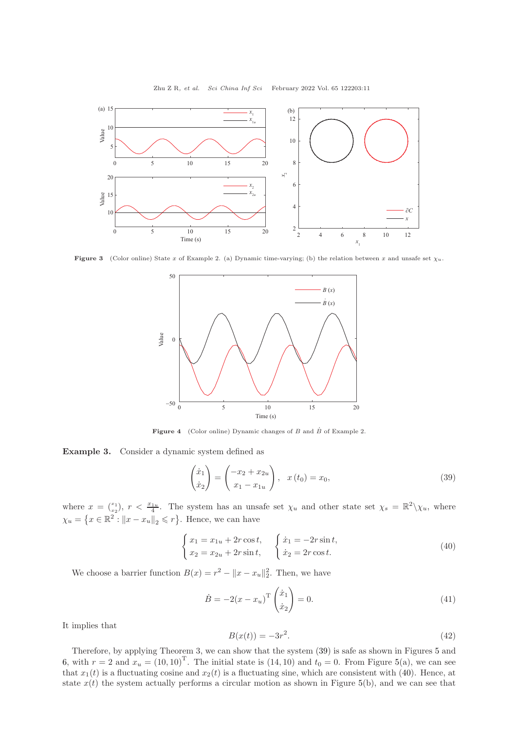Figure 3 (Color online) State $x$ of Example 2. (a) Dynamic time-varying; (b) the relation between $x$ and unsafe set $\chi_u$.

Figure 4 (Color online) Dynamic changes of $B$ and $\dot{B}$ of Example 2.

**Example 3.** Consider a dynamic system defined as

$$\begin{pmatrix} \dot{x}_1 \\ \dot{x}_2 \end{pmatrix} = \begin{pmatrix} -x_2 + x_{2u} \\ x_1 - x_{1u} \end{pmatrix}, \quad x(t_0) = x_0, \tag{39}$$

where $x = \binom{x_1}{x_2}$, $r < \frac{x_{1u}}{4}$. The system has an unsafe set $\chi_u$ and other state set $\chi_s = \mathbb{R}^2 \backslash \chi_u$, where $\chi_u = \left\{x \in \mathbb{R}^2 : \|x - x_u\|_2 \leqslant r\right\}$. Hence, we can have

$$\begin{cases} x_1 = x_{1u} + 2r\cos t, \\ x_2 = x_{2u} + 2r\sin t, \end{cases} \quad \begin{cases} \dot{x}_1 = -2r\sin t, \\ \dot{x}_2 = 2r\cos t. \end{cases} \tag{40}$$

We choose a barrier function $B(x) = r^2 - \|x - x_u\|_2^2$. Then, we have

$$\dot{B} = -2(x - x_u)^{\mathrm{T}} \begin{pmatrix} \dot{x}_1 \\ \dot{x}_2 \end{pmatrix} = 0. \tag{41}$$

It implies that

$$B(x(t)) = -3r^2. \tag{42}$$

Therefore, by applying Theorem 3, we can show that the system (39) is safe as shown in Figures 5 and 6, with $r = 2$ and $x_u = (10, 10)^{\mathrm{T}}$. The initial state is $(14, 10)$ and $t_0 = 0$. From Figure 5(a), we can see that $x_1(t)$ is a fluctuating cosine and $x_2(t)$ is a fluctuating sine, which are consistent with (40). Hence, at state $x(t)$ the system actually performs a circular motion as shown in Figure 5(b), and we can see that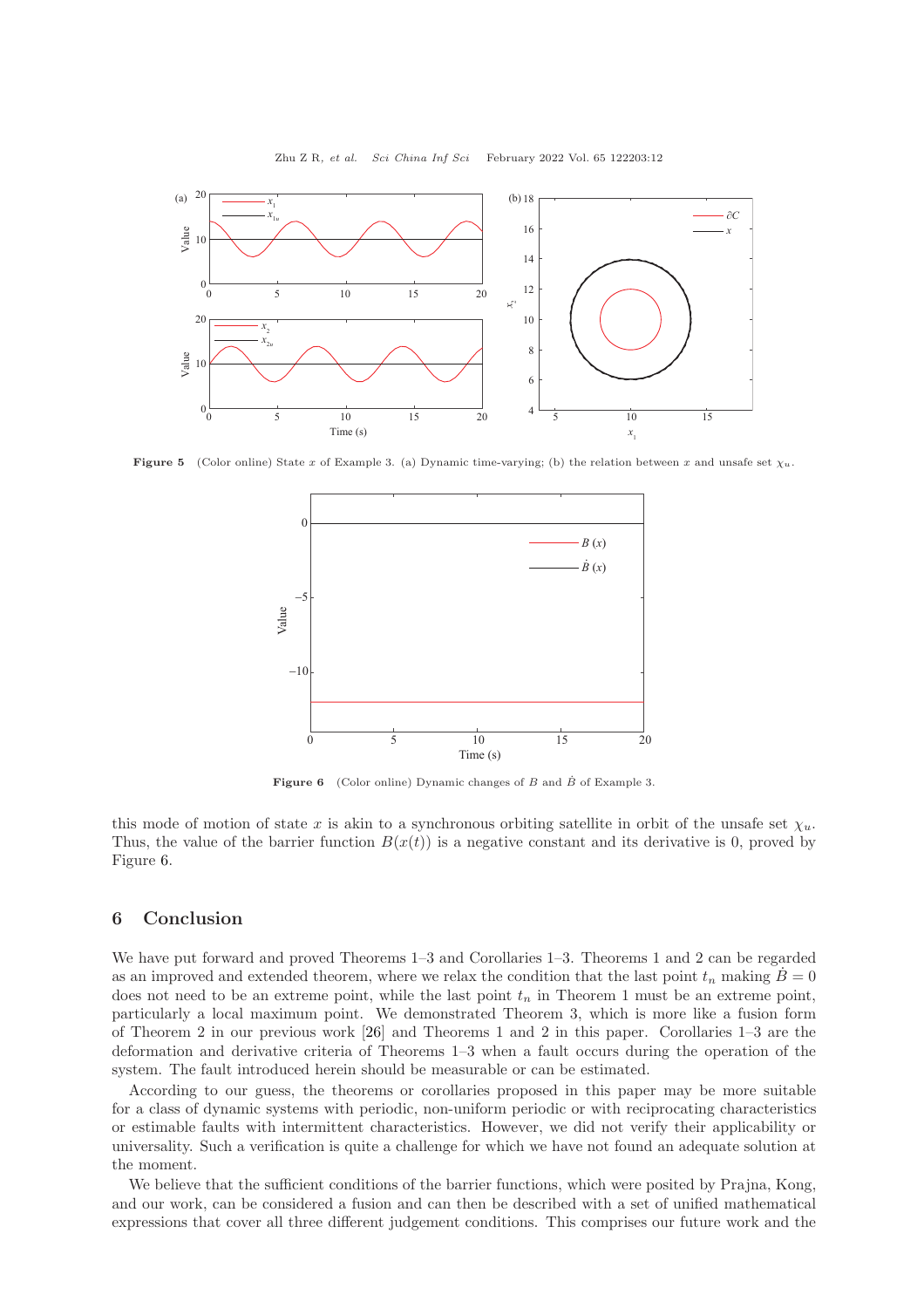**Figure 5** (Color online) State $x$ of Example 3. (a) Dynamic time-varying; (b) the relation between $x$ and unsafe set $\chi_u$.

**Figure 6** (Color online) Dynamic changes of $B$ and $\dot{B}$ of Example 3.

this mode of motion of state $x$ is akin to a synchronous orbiting satellite in orbit of the unsafe set $\chi_u$. Thus, the value of the barrier function $B(x(t))$ is a negative constant and its derivative is 0, proved by Figure 6.

## 6 Conclusion

We have put forward and proved Theorems 1–3 and Corollaries 1–3. Theorems 1 and 2 can be regarded as an improved and extended theorem, where we relax the condition that the last point $t_n$ making $\dot{B} = 0$ does not need to be an extreme point, while the last point $t_n$ in Theorem 1 must be an extreme point, particularly a local maximum point. We demonstrated Theorem 3, which is more like a fusion form of Theorem 2 in our previous work [26] and Theorems 1 and 2 in this paper. Corollaries 1–3 are the deformation and derivative criteria of Theorems 1–3 when a fault occurs during the operation of the system. The fault introduced herein should be measurable or can be estimated.

According to our guess, the theorems or corollaries proposed in this paper may be more suitable for a class of dynamic systems with periodic, non-uniform periodic or with reciprocating characteristics or estimable faults with intermittent characteristics. However, we did not verify their applicability or universality. Such a verification is quite a challenge for which we have not found an adequate solution at the moment.

We believe that the sufficient conditions of the barrier functions, which were posited by Prajna, Kong, and our work, can be considered a fusion and can then be described with a set of unified mathematical expressions that cover all three different judgement conditions. This comprises our future work and the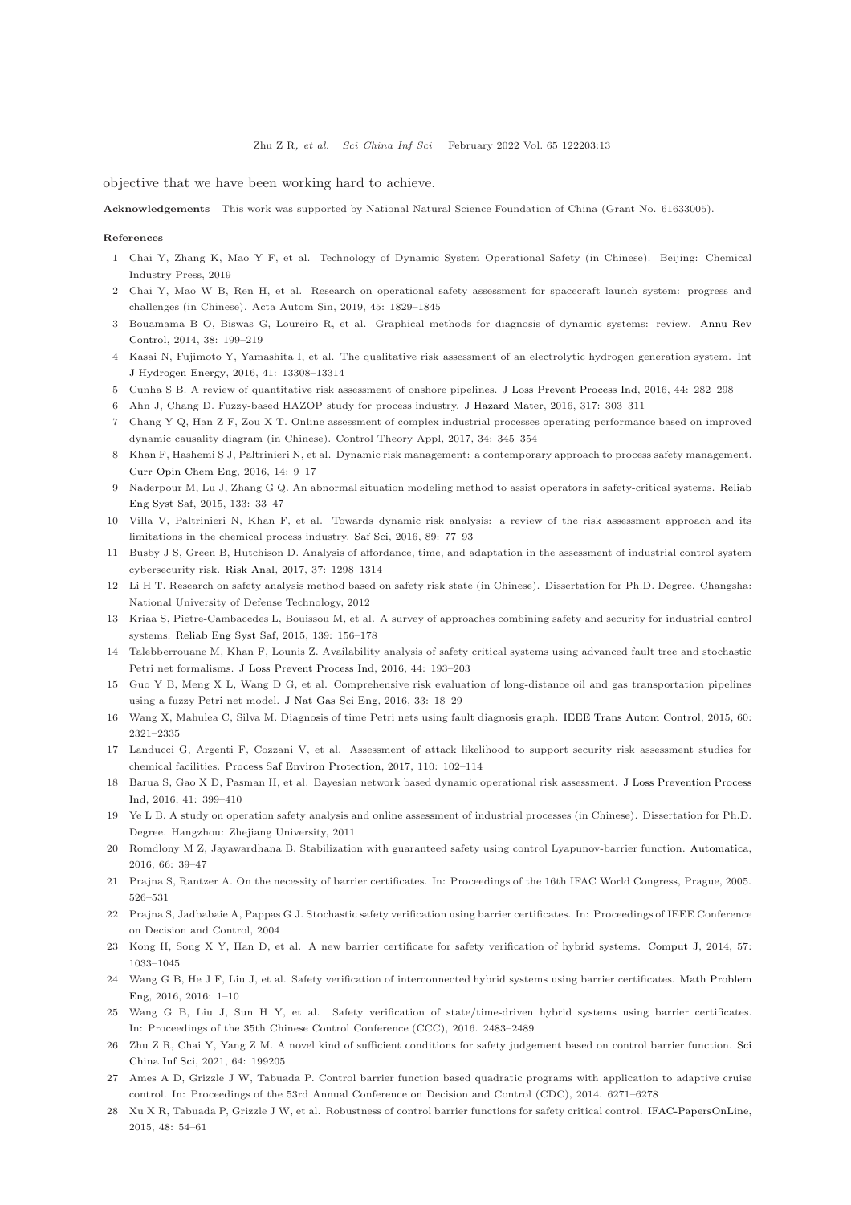objective that we have been working hard to achieve.

**Acknowledgements** This work was supported by National Natural Science Foundation of China (Grant No. 61633005).

**References**

1. Chai Y, Zhang K, Mao Y F, et al. Technology of Dynamic System Operational Safety (in Chinese). Beijing: Chemical Industry Press, 2019
2. Chai Y, Mao W B, Ren H, et al. Research on operational safety assessment for spacecraft launch system: progress and challenges (in Chinese). Acta Autom Sin, 2019, 45: 1829–1845
3. Bouamama B O, Biswas G, Loureiro R, et al. Graphical methods for diagnosis of dynamic systems: review. Annu Rev Control, 2014, 38: 199–219
4. Kasai N, Fujimoto Y, Yamashita I, et al. The qualitative risk assessment of an electrolytic hydrogen generation system. Int J Hydrogen Energy, 2016, 41: 13308–13314
5. Cunha S B. A review of quantitative risk assessment of onshore pipelines. J Loss Prevent Process Ind, 2016, 44: 282–298
6. Ahn J, Chang D. Fuzzy-based HAZOP study for process industry. J Hazard Mater, 2016, 317: 303–311
7. Chang Y Q, Han Z F, Zou X T. Online assessment of complex industrial processes operating performance based on improved dynamic causality diagram (in Chinese). Control Theory Appl, 2017, 34: 345–354
8. Khan F, Hashemi S J, Paltrinieri N, et al. Dynamic risk management: a contemporary approach to process safety management. Curr Opin Chem Eng, 2016, 14: 9–17
9. Naderpour M, Lu J, Zhang G Q. An abnormal situation modeling method to assist operators in safety-critical systems. Reliab Eng Syst Saf, 2015, 133: 33–47
10. Villa V, Paltrinieri N, Khan F, et al. Towards dynamic risk analysis: a review of the risk assessment approach and its limitations in the chemical process industry. Saf Sci, 2016, 89: 77–93
11. Busby J S, Green B, Hutchison D. Analysis of affordance, time, and adaptation in the assessment of industrial control system cybersecurity risk. Risk Anal, 2017, 37: 1298–1314
12. Li H T. Research on safety analysis method based on safety risk state (in Chinese). Dissertation for Ph.D. Degree. Changsha: National University of Defense Technology, 2012
13. Kriaa S, Pietre-Cambacedes L, Bouissou M, et al. A survey of approaches combining safety and security for industrial control systems. Reliab Eng Syst Saf, 2015, 139: 156–178
14. Talebberrouane M, Khan F, Lounis Z. Availability analysis of safety critical systems using advanced fault tree and stochastic Petri net formalisms. J Loss Prevent Process Ind, 2016, 44: 193–203
15. Guo Y B, Meng X L, Wang D G, et al. Comprehensive risk evaluation of long-distance oil and gas transportation pipelines using a fuzzy Petri net model. J Nat Gas Sci Eng, 2016, 33: 18–29
16. Wang X, Mahulea C, Silva M. Diagnosis of time Petri nets using fault diagnosis graph. IEEE Trans Autom Control, 2015, 60: 2321–2335
17. Landucci G, Argenti F, Cozzani V, et al. Assessment of attack likelihood to support security risk assessment studies for chemical facilities. Process Saf Environ Protection, 2017, 110: 102–114
18. Barua S, Gao X D, Pasman H, et al. Bayesian network based dynamic operational risk assessment. J Loss Prevention Process Ind, 2016, 41: 399–410
19. Ye L B. A study on operation safety analysis and online assessment of industrial processes (in Chinese). Dissertation for Ph.D. Degree. Hangzhou: Zhejiang University, 2011
20. Romdlony M Z, Jayawardhana B. Stabilization with guaranteed safety using control Lyapunov-barrier function. Automatica, 2016, 66: 39–47
21. Prajna S, Rantzer A. On the necessity of barrier certificates. In: Proceedings of the 16th IFAC World Congress, Prague, 2005. 526–531
22. Prajna S, Jadbabaie A, Pappas G J. Stochastic safety verification using barrier certificates. In: Proceedings of IEEE Conference on Decision and Control, 2004
23. Kong H, Song X Y, Han D, et al. A new barrier certificate for safety verification of hybrid systems. Comput J, 2014, 57: 1033–1045
24. Wang G B, He J F, Liu J, et al. Safety verification of interconnected hybrid systems using barrier certificates. Math Problem Eng, 2016, 2016: 1–10
25. Wang G B, Liu J, Sun H Y, et al. Safety verification of state/time-driven hybrid systems using barrier certificates. In: Proceedings of the 35th Chinese Control Conference (CCC), 2016. 2483–2489
26. Zhu Z R, Chai Y, Yang Z M. A novel kind of sufficient conditions for safety judgement based on control barrier function. Sci China Inf Sci, 2021, 64: 199205
27. Ames A D, Grizzle J W, Tabuada P. Control barrier function based quadratic programs with application to adaptive cruise control. In: Proceedings of the 53rd Annual Conference on Decision and Control (CDC), 2014. 6271–6278
28. Xu X R, Tabuada P, Grizzle J W, et al. Robustness of control barrier functions for safety critical control. IFAC-PapersOnLine, 2015, 48: 54–61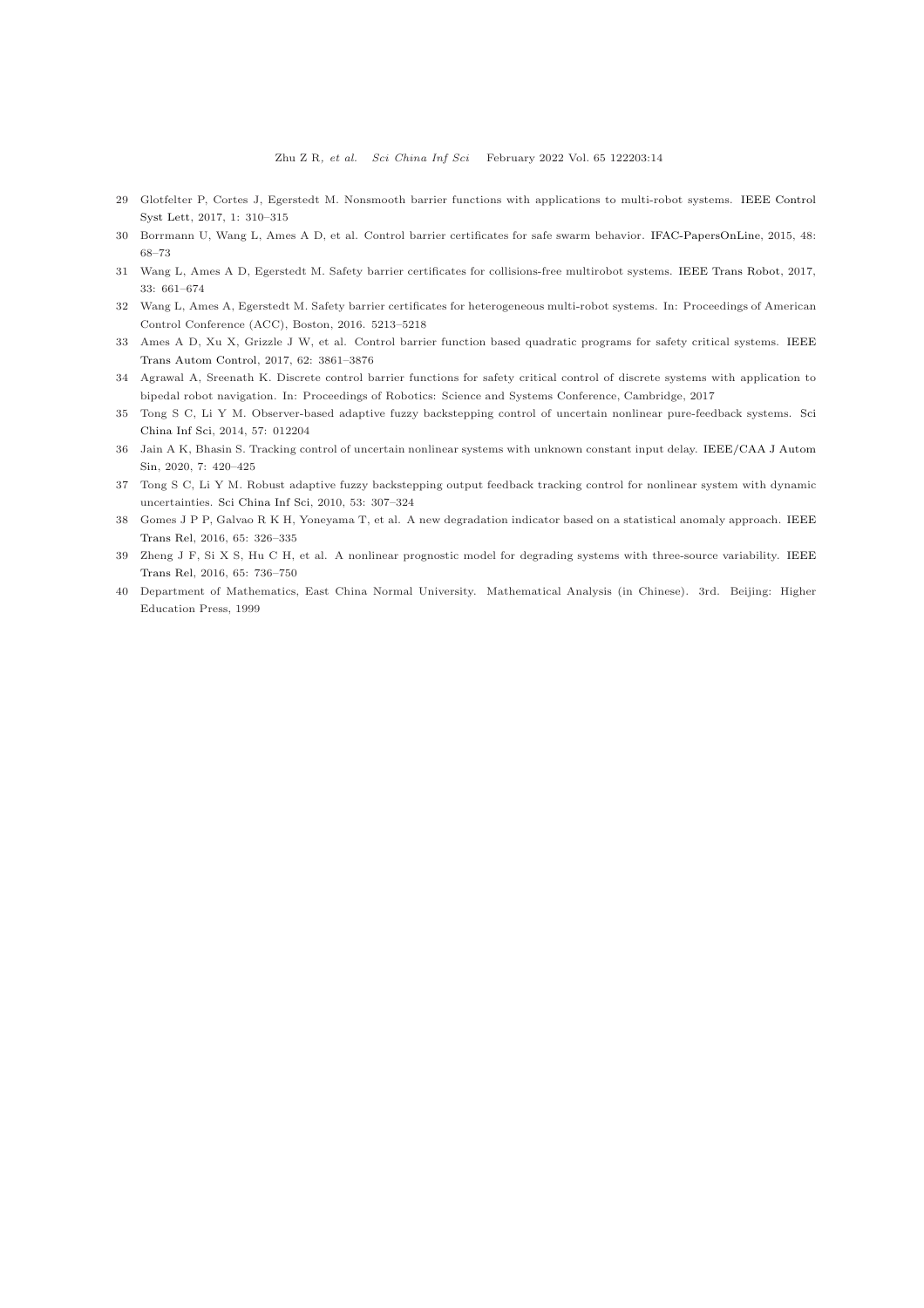29 Glotfelter P, Cortes J, Egerstedt M. Nonsmooth barrier functions with applications to multi-robot systems. IEEE Control Syst Lett, 2017, 1: 310–315

30 Borrmann U, Wang L, Ames A D, et al. Control barrier certificates for safe swarm behavior. IFAC-PapersOnLine, 2015, 48: 68–73

31 Wang L, Ames A D, Egerstedt M. Safety barrier certificates for collisions-free multirobot systems. IEEE Trans Robot, 2017, 33: 661–674

32 Wang L, Ames A, Egerstedt M. Safety barrier certificates for heterogeneous multi-robot systems. In: Proceedings of American Control Conference (ACC), Boston, 2016. 5213–5218

33 Ames A D, Xu X, Grizzle J W, et al. Control barrier function based quadratic programs for safety critical systems. IEEE Trans Autom Control, 2017, 62: 3861–3876

34 Agrawal A, Sreenath K. Discrete control barrier functions for safety critical control of discrete systems with application to bipedal robot navigation. In: Proceedings of Robotics: Science and Systems Conference, Cambridge, 2017

35 Tong S C, Li Y M. Observer-based adaptive fuzzy backstepping control of uncertain nonlinear pure-feedback systems. Sci China Inf Sci, 2014, 57: 012204

36 Jain A K, Bhasin S. Tracking control of uncertain nonlinear systems with unknown constant input delay. IEEE/CAA J Autom Sin, 2020, 7: 420–425

37 Tong S C, Li Y M. Robust adaptive fuzzy backstepping output feedback tracking control for nonlinear system with dynamic uncertainties. Sci China Inf Sci, 2010, 53: 307–324

38 Gomes J P P, Galvao R K H, Yoneyama T, et al. A new degradation indicator based on a statistical anomaly approach. IEEE Trans Rel, 2016, 65: 326–335

39 Zheng J F, Si X S, Hu C H, et al. A nonlinear prognostic model for degrading systems with three-source variability. IEEE Trans Rel, 2016, 65: 736–750

40 Department of Mathematics, East China Normal University. Mathematical Analysis (in Chinese). 3rd. Beijing: Higher Education Press, 1999